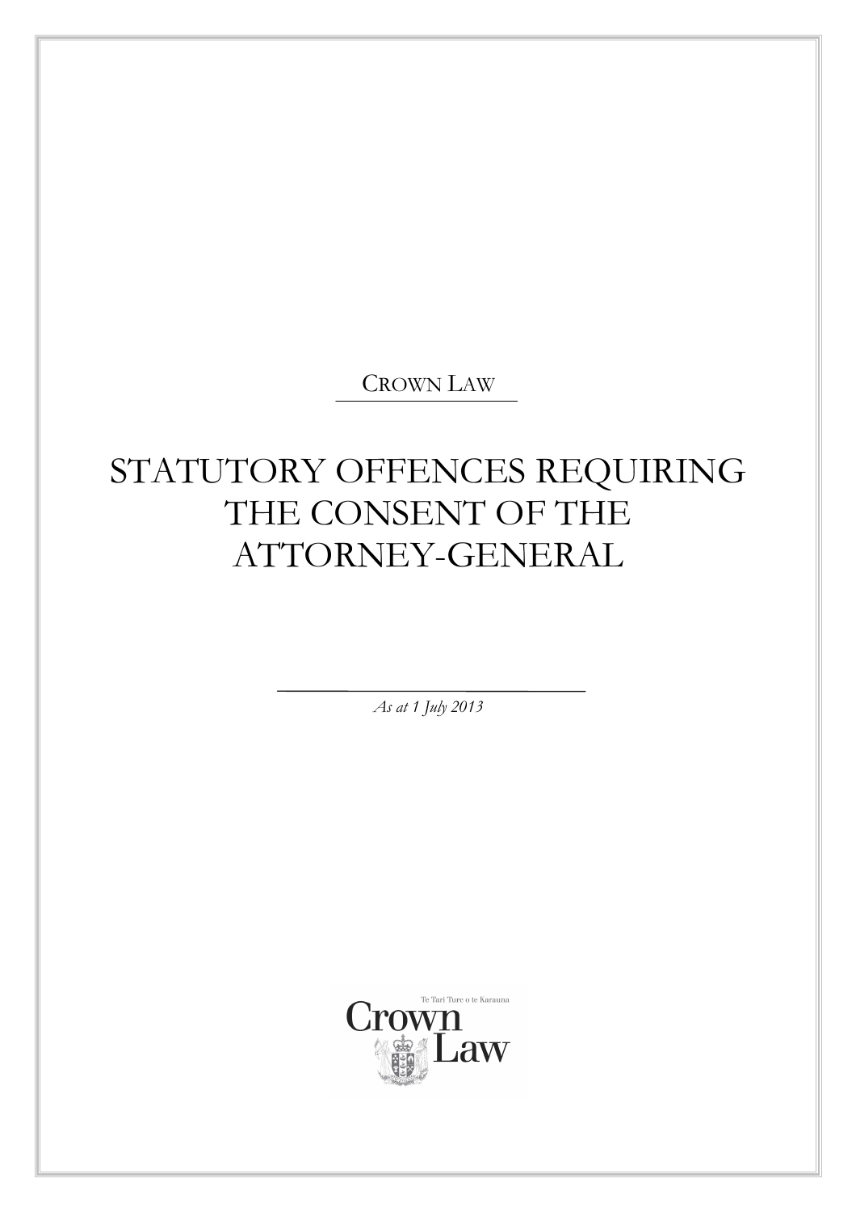CROWN LAW

# STATUTORY OFFENCES REQUIRING THE CONSENT OF THE ATTORNEY-GENERAL

*As at 1 July 2013*

Te Tari Ture o te Karauna

Crown Law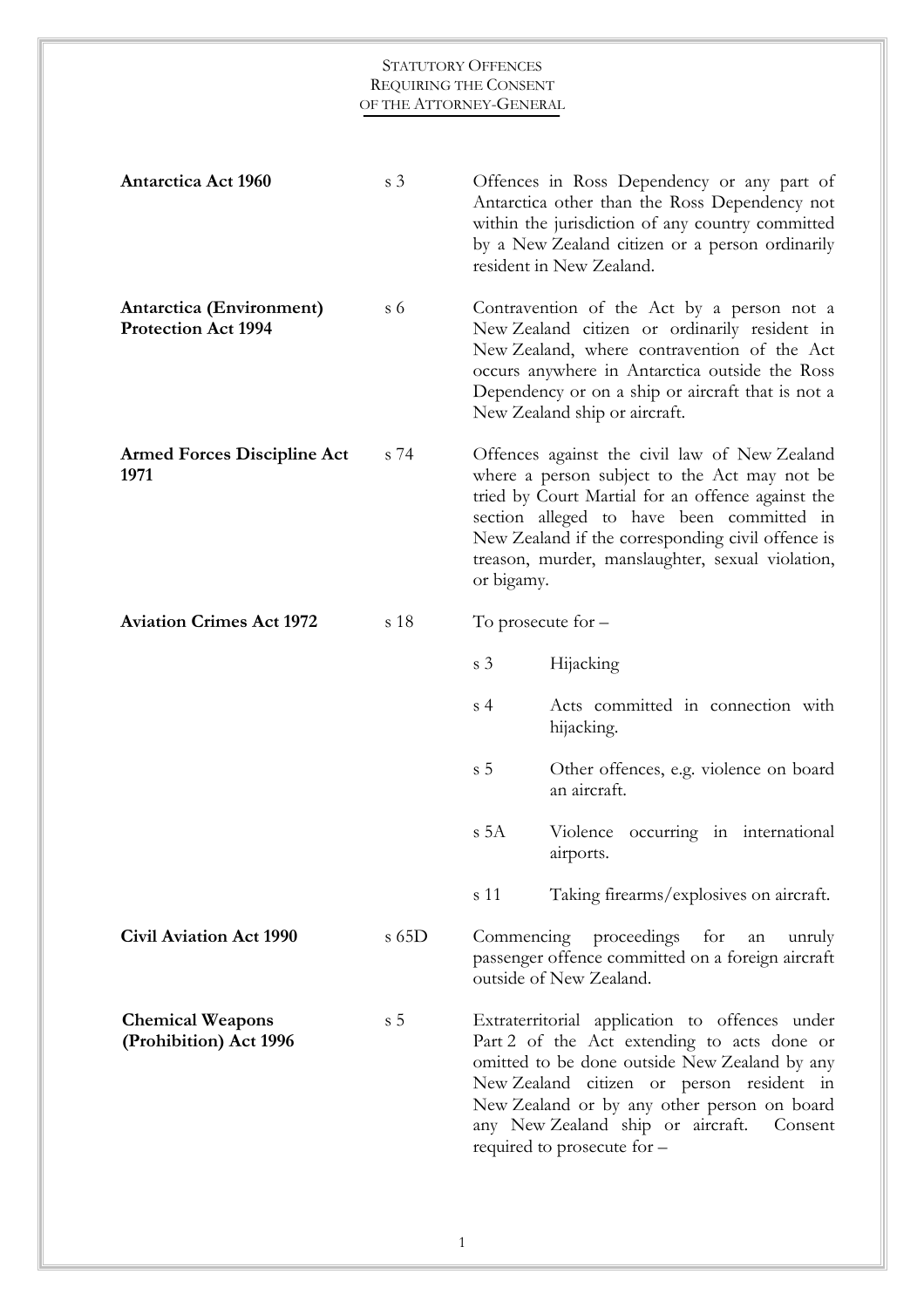# Statutory Offences Requiring the Consent of the Attorney-General

| Act | Section | Description |
|---|---|---|
| **Antarctica Act 1960** | s 3 | Offences in Ross Dependency or any part of Antarctica other than the Ross Dependency not within the jurisdiction of any country committed by a New Zealand citizen or a person ordinarily resident in New Zealand. |
| **Antarctica (Environment) Protection Act 1994** | s 6 | Contravention of the Act by a person not a New Zealand citizen or ordinarily resident in New Zealand, where contravention of the Act occurs anywhere in Antarctica outside the Ross Dependency or on a ship or aircraft that is not a New Zealand ship or aircraft. |
| **Armed Forces Discipline Act 1971** | s 74 | Offences against the civil law of New Zealand where a person subject to the Act may not be tried by Court Martial for an offence against the section alleged to have been committed in New Zealand if the corresponding civil offence is treason, murder, manslaughter, sexual violation, or bigamy. |
| **Aviation Crimes Act 1972** | s 18 | To prosecute for – |
| | | s 3 Hijacking |
| | | s 4 Acts committed in connection with hijacking. |
| | | s 5 Other offences, e.g. violence on board an aircraft. |
| | | s 5A Violence occurring in international airports. |
| | | s 11 Taking firearms/explosives on aircraft. |
| **Civil Aviation Act 1990** | s 65D | Commencing proceedings for an unruly passenger offence committed on a foreign aircraft outside of New Zealand. |
| **Chemical Weapons (Prohibition) Act 1996** | s 5 | Extraterritorial application to offences under Part 2 of the Act extending to acts done or omitted to be done outside New Zealand by any New Zealand citizen or person resident in New Zealand or by any other person on board any New Zealand ship or aircraft. Consent required to prosecute for – |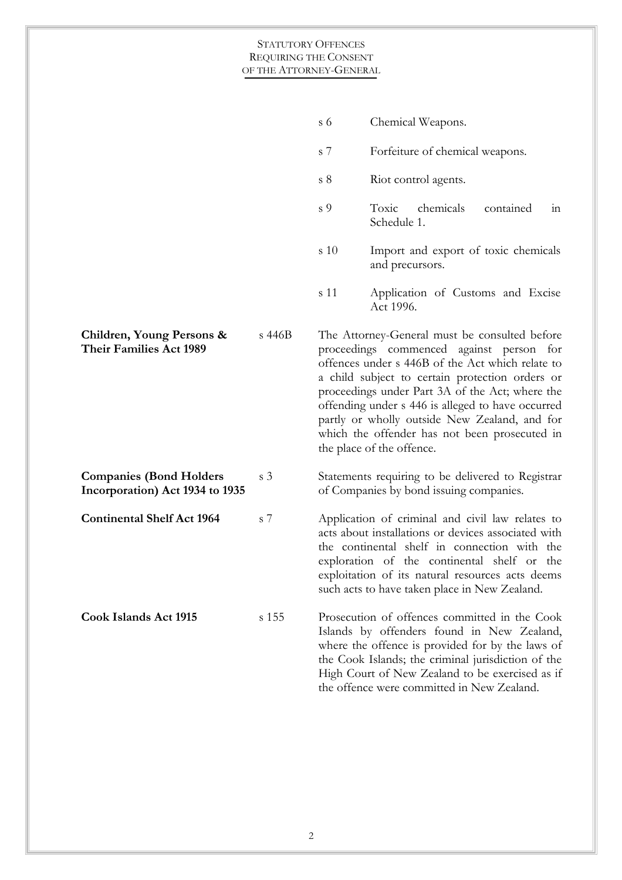| Act | Section | Description |
|---|---|---|
| | s 6 | Chemical Weapons. |
| | s 7 | Forfeiture of chemical weapons. |
| | s 8 | Riot control agents. |
| | s 9 | Toxic chemicals contained in Schedule 1. |
| | s 10 | Import and export of toxic chemicals and precursors. |
| | s 11 | Application of Customs and Excise Act 1996. |
| **Children, Young Persons & Their Families Act 1989** | s 446B | The Attorney-General must be consulted before proceedings commenced against person for offences under s 446B of the Act which relate to a child subject to certain protection orders or proceedings under Part 3A of the Act; where the offending under s 446 is alleged to have occurred partly or wholly outside New Zealand, and for which the offender has not been prosecuted in the place of the offence. |
| **Companies (Bond Holders Incorporation) Act 1934 to 1935** | s 3 | Statements requiring to be delivered to Registrar of Companies by bond issuing companies. |
| **Continental Shelf Act 1964** | s 7 | Application of criminal and civil law relates to acts about installations or devices associated with the continental shelf in connection with the exploration of the continental shelf or the exploitation of its natural resources acts deems such acts to have taken place in New Zealand. |
| **Cook Islands Act 1915** | s 155 | Prosecution of offences committed in the Cook Islands by offenders found in New Zealand, where the offence is provided for by the laws of the Cook Islands; the criminal jurisdiction of the High Court of New Zealand to be exercised as if the offence were committed in New Zealand. |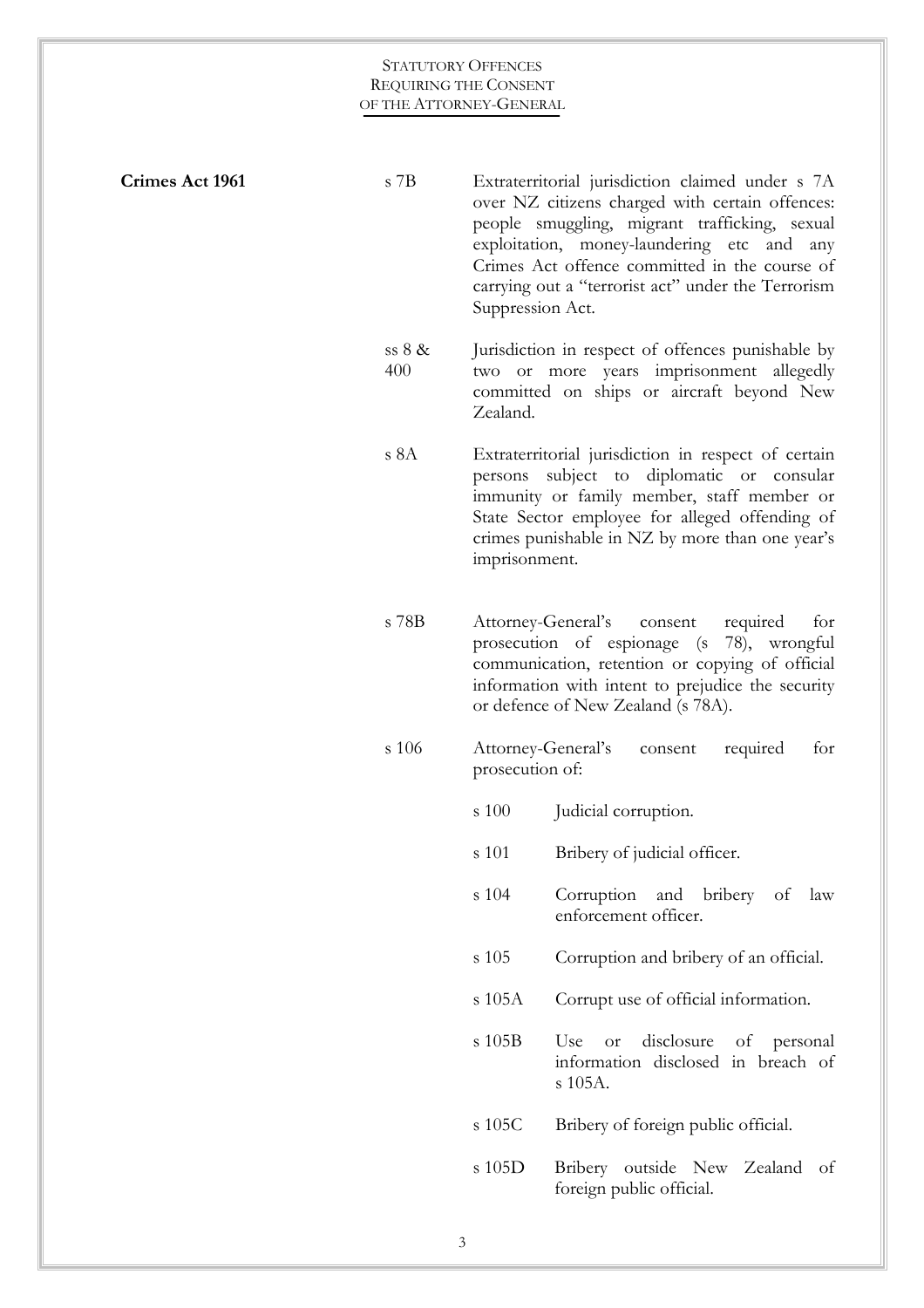| | | |
|---|---|---|
| **Crimes Act 1961** | s 7B | Extraterritorial jurisdiction claimed under s 7A over NZ citizens charged with certain offences: people smuggling, migrant trafficking, sexual exploitation, money-laundering etc and any Crimes Act offence committed in the course of carrying out a "terrorist act" under the Terrorism Suppression Act. |
| | ss 8 & 400 | Jurisdiction in respect of offences punishable by two or more years imprisonment allegedly committed on ships or aircraft beyond New Zealand. |
| | s 8A | Extraterritorial jurisdiction in respect of certain persons subject to diplomatic or consular immunity or family member, staff member or State Sector employee for alleged offending of crimes punishable in NZ by more than one year's imprisonment. |
| | s 78B | Attorney-General's consent required for prosecution of espionage (s 78), wrongful communication, retention or copying of official information with intent to prejudice the security or defence of New Zealand (s 78A). |
| | s 106 | Attorney-General's consent required for prosecution of: |

| | |
|---|---|
| s 100 | Judicial corruption. |
| s 101 | Bribery of judicial officer. |
| s 104 | Corruption and bribery of law enforcement officer. |
| s 105 | Corruption and bribery of an official. |
| s 105A | Corrupt use of official information. |
| s 105B | Use or disclosure of personal information disclosed in breach of s 105A. |
| s 105C | Bribery of foreign public official. |
| s 105D | Bribery outside New Zealand of foreign public official. |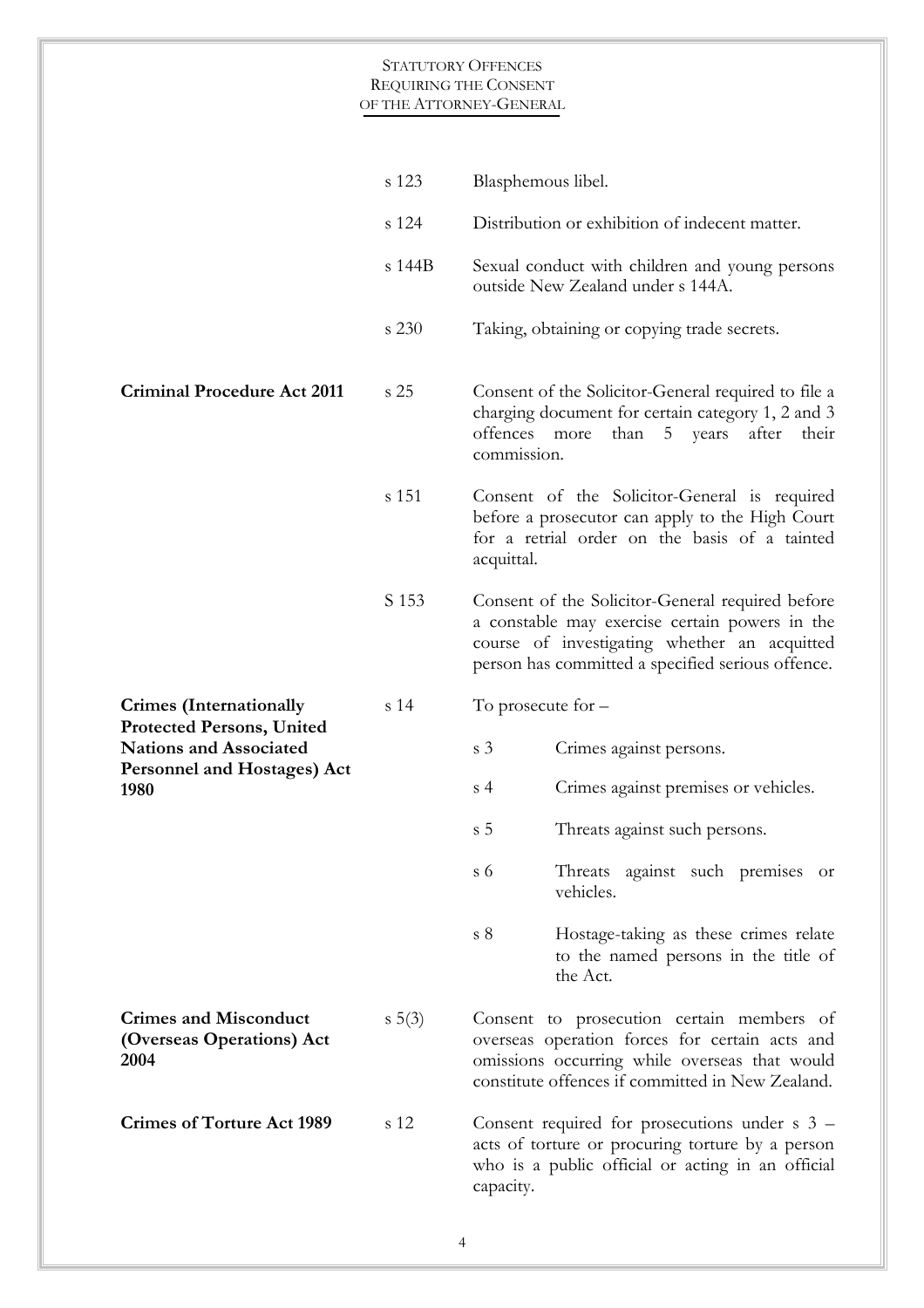| | | | |
|---|---|---|---|
| | s 123 | Blasphemous libel. | |
| | s 124 | Distribution or exhibition of indecent matter. | |
| | s 144B | Sexual conduct with children and young persons outside New Zealand under s 144A. | |
| | s 230 | Taking, obtaining or copying trade secrets. | |
| **Criminal Procedure Act 2011** | s 25 | Consent of the Solicitor-General required to file a charging document for certain category 1, 2 and 3 offences more than 5 years after their commission. | |
| | s 151 | Consent of the Solicitor-General is required before a prosecutor can apply to the High Court for a retrial order on the basis of a tainted acquittal. | |
| | S 153 | Consent of the Solicitor-General required before a constable may exercise certain powers in the course of investigating whether an acquitted person has committed a specified serious offence. | |
| **Crimes (Internationally Protected Persons, United Nations and Associated Personnel and Hostages) Act 1980** | s 14 | To prosecute for – | |
| | | s 3 | Crimes against persons. |
| | | s 4 | Crimes against premises or vehicles. |
| | | s 5 | Threats against such persons. |
| | | s 6 | Threats against such premises or vehicles. |
| | | s 8 | Hostage-taking as these crimes relate to the named persons in the title of the Act. |
| **Crimes and Misconduct (Overseas Operations) Act 2004** | s 5(3) | Consent to prosecution certain members of overseas operation forces for certain acts and omissions occurring while overseas that would constitute offences if committed in New Zealand. | |
| **Crimes of Torture Act 1989** | s 12 | Consent required for prosecutions under s 3 – acts of torture or procuring torture by a person who is a public official or acting in an official capacity. | |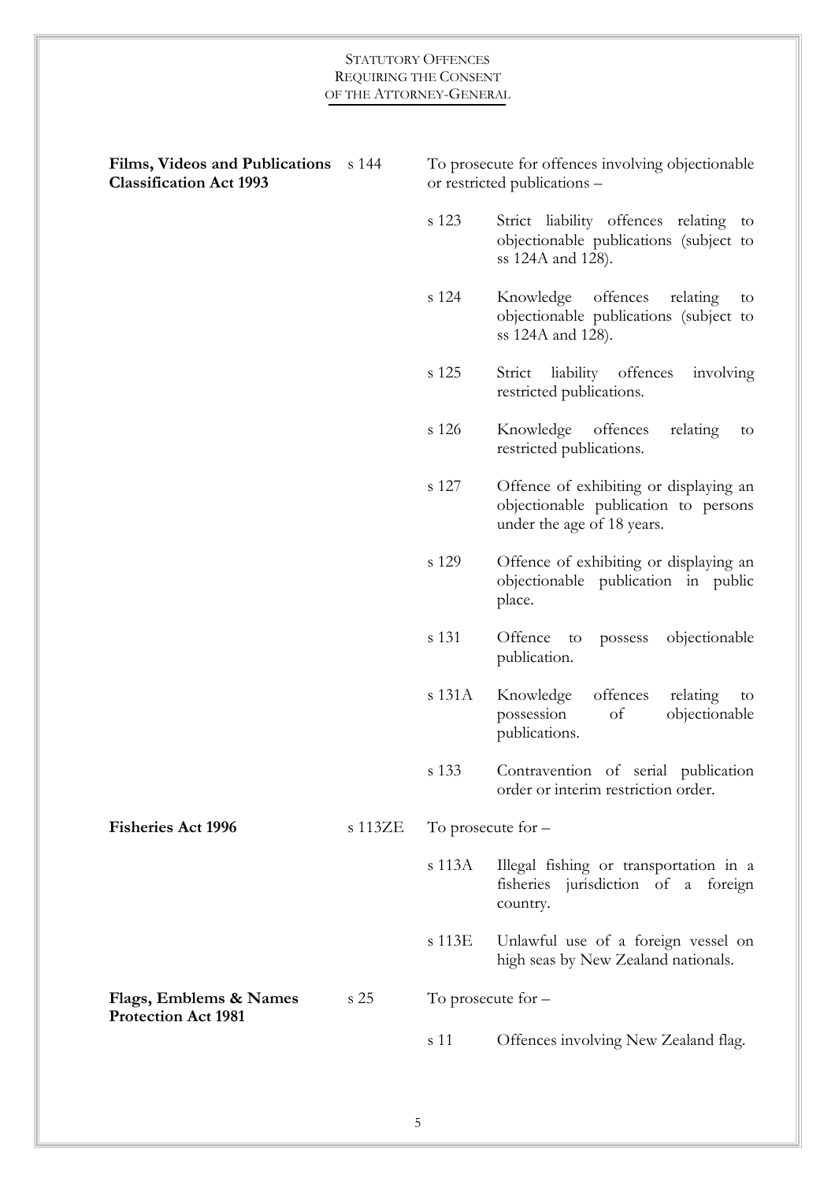| Act | Section | Consent required |
|---|---|---|
| **Films, Videos and Publications Classification Act 1993** | s 144 | To prosecute for offences involving objectionable or restricted publications – |
| | | s 123 Strict liability offences relating to objectionable publications (subject to ss 124A and 128). |
| | | s 124 Knowledge offences relating to objectionable publications (subject to ss 124A and 128). |
| | | s 125 Strict liability offences involving restricted publications. |
| | | s 126 Knowledge offences relating to restricted publications. |
| | | s 127 Offence of exhibiting or displaying an objectionable publication to persons under the age of 18 years. |
| | | s 129 Offence of exhibiting or displaying an objectionable publication in public place. |
| | | s 131 Offence to possess objectionable publication. |
| | | s 131A Knowledge offences relating to possession of objectionable publications. |
| | | s 133 Contravention of serial publication order or interim restriction order. |
| **Fisheries Act 1996** | s 113ZE | To prosecute for – |
| | | s 113A Illegal fishing or transportation in a fisheries jurisdiction of a foreign country. |
| | | s 113E Unlawful use of a foreign vessel on high seas by New Zealand nationals. |
| **Flags, Emblems & Names Protection Act 1981** | s 25 | To prosecute for – |
| | | s 11 Offences involving New Zealand flag. |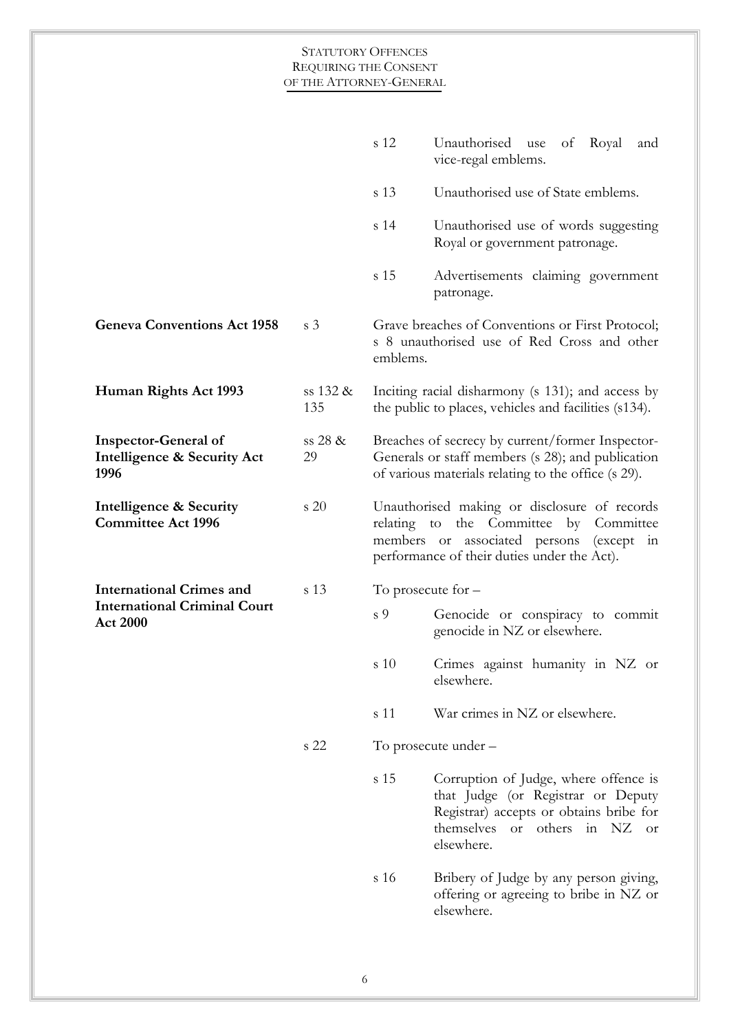| | | | |
|---|---|---|---|
| | | s 12 | Unauthorised use of Royal and vice-regal emblems. |
| | | s 13 | Unauthorised use of State emblems. |
| | | s 14 | Unauthorised use of words suggesting Royal or government patronage. |
| | | s 15 | Advertisements claiming government patronage. |
| **Geneva Conventions Act 1958** | s 3 | Grave breaches of Conventions or First Protocol; s 8 unauthorised use of Red Cross and other emblems. | |
| **Human Rights Act 1993** | ss 132 & 135 | Inciting racial disharmony (s 131); and access by the public to places, vehicles and facilities (s134). | |
| **Inspector-General of Intelligence & Security Act 1996** | ss 28 & 29 | Breaches of secrecy by current/former Inspector-Generals or staff members (s 28); and publication of various materials relating to the office (s 29). | |
| **Intelligence & Security Committee Act 1996** | s 20 | Unauthorised making or disclosure of records relating to the Committee by Committee members or associated persons (except in performance of their duties under the Act). | |
| **International Crimes and International Criminal Court Act 2000** | s 13 | To prosecute for – | |
| | | s 9 | Genocide or conspiracy to commit genocide in NZ or elsewhere. |
| | | s 10 | Crimes against humanity in NZ or elsewhere. |
| | | s 11 | War crimes in NZ or elsewhere. |
| | s 22 | To prosecute under – | |
| | | s 15 | Corruption of Judge, where offence is that Judge (or Registrar or Deputy Registrar) accepts or obtains bribe for themselves or others in NZ or elsewhere. |
| | | s 16 | Bribery of Judge by any person giving, offering or agreeing to bribe in NZ or elsewhere. |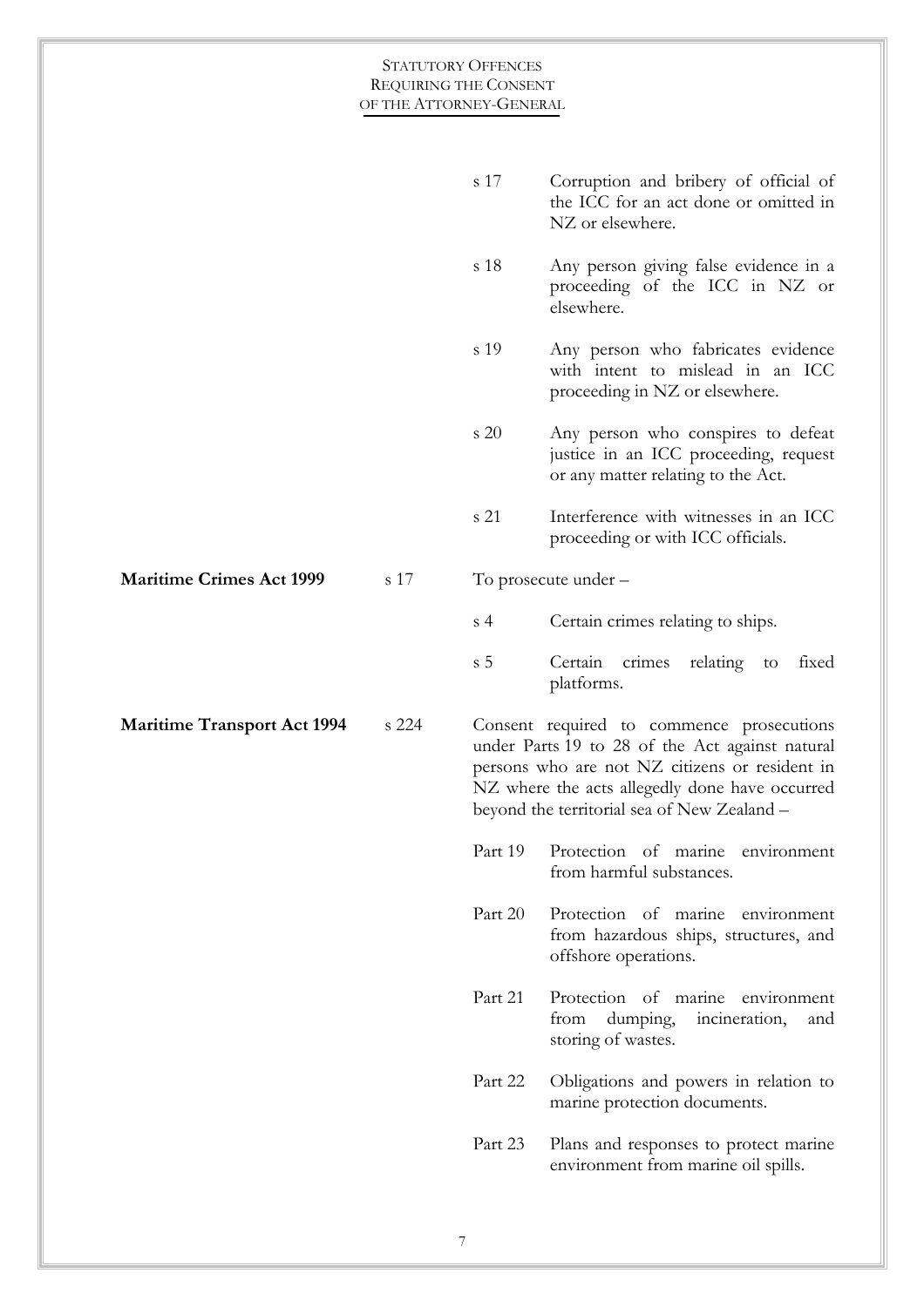| | | | |
|---|---|---|---|
| | | s 17 | Corruption and bribery of official of the ICC for an act done or omitted in NZ or elsewhere. |
| | | s 18 | Any person giving false evidence in a proceeding of the ICC in NZ or elsewhere. |
| | | s 19 | Any person who fabricates evidence with intent to mislead in an ICC proceeding in NZ or elsewhere. |
| | | s 20 | Any person who conspires to defeat justice in an ICC proceeding, request or any matter relating to the Act. |
| | | s 21 | Interference with witnesses in an ICC proceeding or with ICC officials. |
| **Maritime Crimes Act 1999** | s 17 | To prosecute under – | |
| | | s 4 | Certain crimes relating to ships. |
| | | s 5 | Certain crimes relating to fixed platforms. |
| **Maritime Transport Act 1994** | s 224 | Consent required to commence prosecutions under Parts 19 to 28 of the Act against natural persons who are not NZ citizens or resident in NZ where the acts allegedly done have occurred beyond the territorial sea of New Zealand – | |
| | | Part 19 | Protection of marine environment from harmful substances. |
| | | Part 20 | Protection of marine environment from hazardous ships, structures, and offshore operations. |
| | | Part 21 | Protection of marine environment from dumping, incineration, and storing of wastes. |
| | | Part 22 | Obligations and powers in relation to marine protection documents. |
| | | Part 23 | Plans and responses to protect marine environment from marine oil spills. |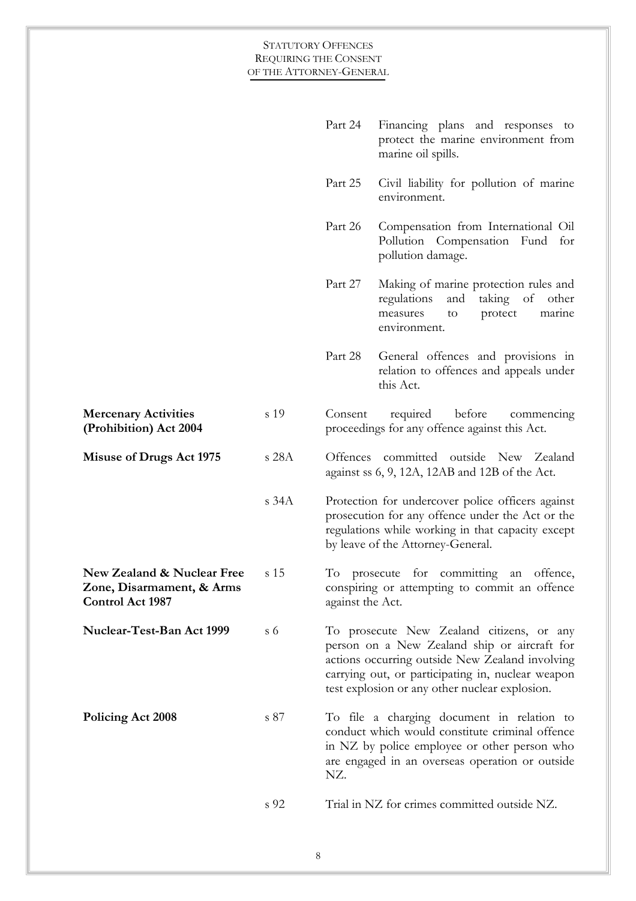| | | |
|---|---|---|
| | | Part 24 Financing plans and responses to protect the marine environment from marine oil spills. |
| | | Part 25 Civil liability for pollution of marine environment. |
| | | Part 26 Compensation from International Oil Pollution Compensation Fund for pollution damage. |
| | | Part 27 Making of marine protection rules and regulations and taking of other measures to protect marine environment. |
| | | Part 28 General offences and provisions in relation to offences and appeals under this Act. |
| **Mercenary Activities (Prohibition) Act 2004** | s 19 | Consent required before commencing proceedings for any offence against this Act. |
| **Misuse of Drugs Act 1975** | s 28A | Offences committed outside New Zealand against ss 6, 9, 12A, 12AB and 12B of the Act. |
| | s 34A | Protection for undercover police officers against prosecution for any offence under the Act or the regulations while working in that capacity except by leave of the Attorney-General. |
| **New Zealand & Nuclear Free Zone, Disarmament, & Arms Control Act 1987** | s 15 | To prosecute for committing an offence, conspiring or attempting to commit an offence against the Act. |
| **Nuclear-Test-Ban Act 1999** | s 6 | To prosecute New Zealand citizens, or any person on a New Zealand ship or aircraft for actions occurring outside New Zealand involving carrying out, or participating in, nuclear weapon test explosion or any other nuclear explosion. |
| **Policing Act 2008** | s 87 | To file a charging document in relation to conduct which would constitute criminal offence in NZ by police employee or other person who are engaged in an overseas operation or outside NZ. |
| | s 92 | Trial in NZ for crimes committed outside NZ. |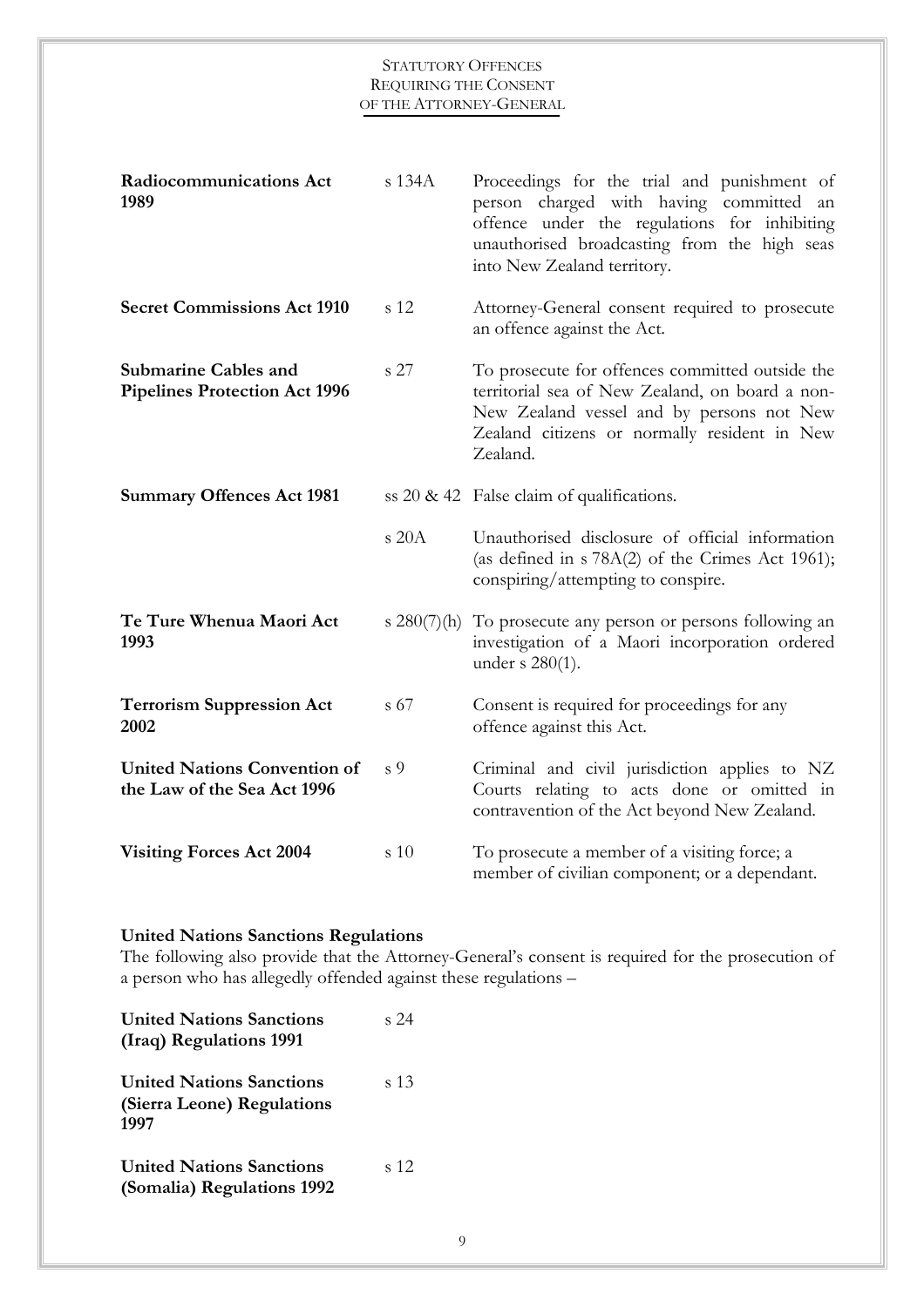| | | |
|---|---|---|
| **Radiocommunications Act 1989** | s 134A | Proceedings for the trial and punishment of person charged with having committed an offence under the regulations for inhibiting unauthorised broadcasting from the high seas into New Zealand territory. |
| **Secret Commissions Act 1910** | s 12 | Attorney-General consent required to prosecute an offence against the Act. |
| **Submarine Cables and Pipelines Protection Act 1996** | s 27 | To prosecute for offences committed outside the territorial sea of New Zealand, on board a non-New Zealand vessel and by persons not New Zealand citizens or normally resident in New Zealand. |
| **Summary Offences Act 1981** | ss 20 & 42 | False claim of qualifications. |
| | s 20A | Unauthorised disclosure of official information (as defined in s 78A(2) of the Crimes Act 1961); conspiring/attempting to conspire. |
| **Te Ture Whenua Maori Act 1993** | s 280(7)(h) | To prosecute any person or persons following an investigation of a Maori incorporation ordered under s 280(1). |
| **Terrorism Suppression Act 2002** | s 67 | Consent is required for proceedings for any offence against this Act. |
| **United Nations Convention of the Law of the Sea Act 1996** | s 9 | Criminal and civil jurisdiction applies to NZ Courts relating to acts done or omitted in contravention of the Act beyond New Zealand. |
| **Visiting Forces Act 2004** | s 10 | To prosecute a member of a visiting force; a member of civilian component; or a dependant. |

**United Nations Sanctions Regulations**

The following also provide that the Attorney-General's consent is required for the prosecution of a person who has allegedly offended against these regulations –

| | |
|---|---|
| **United Nations Sanctions (Iraq) Regulations 1991** | s 24 |
| **United Nations Sanctions (Sierra Leone) Regulations 1997** | s 13 |
| **United Nations Sanctions (Somalia) Regulations 1992** | s 12 |